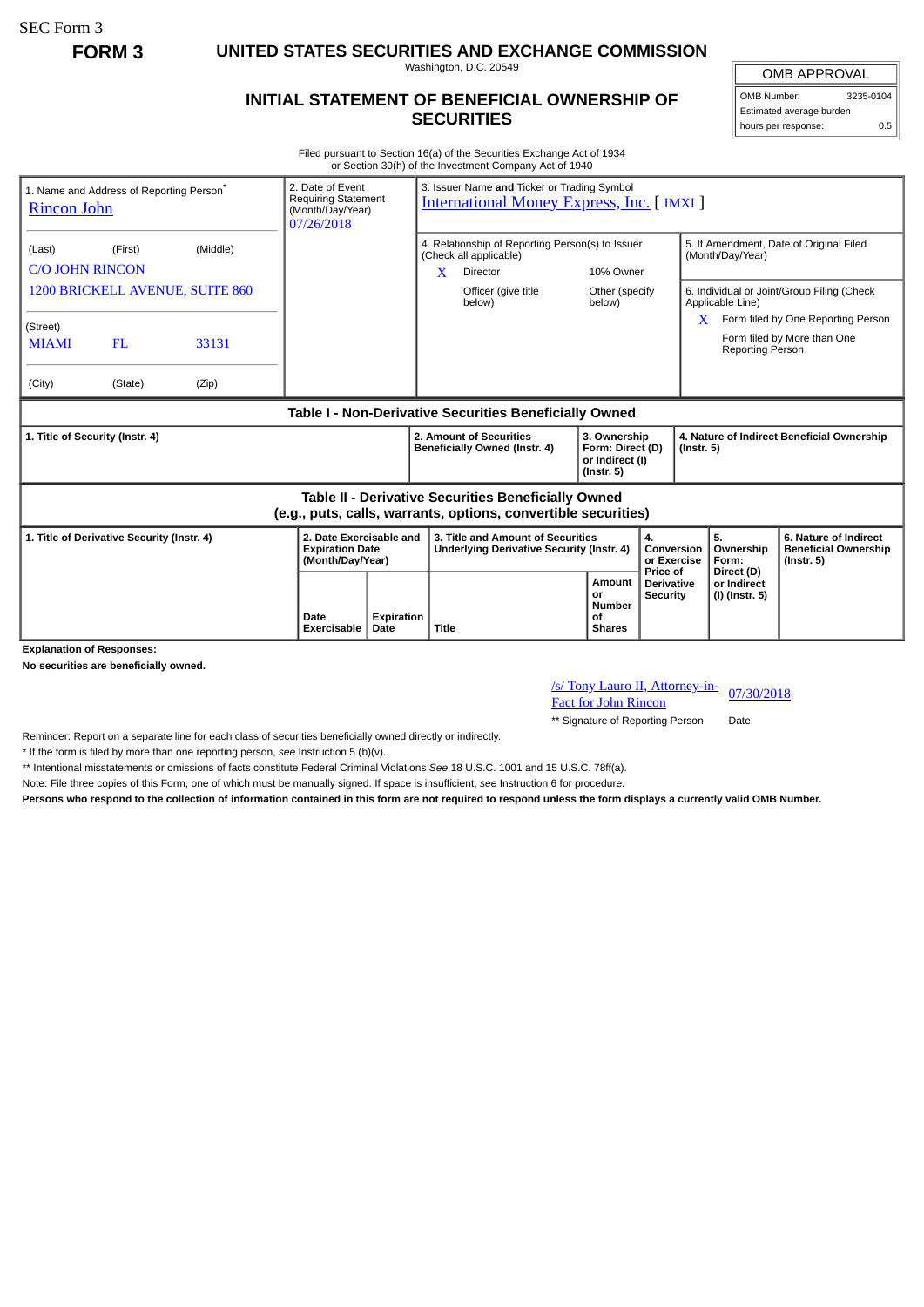SEC Form 3

**FORM 3**

# UNITED STATES SECURITIES AND EXCHANGE COMMISSION

Washington, D.C. 20549

## INITIAL STATEMENT OF BENEFICIAL OWNERSHIP OF SECURITIES

| OMB APPROVAL | |
|---|---|
| OMB Number: | 3235-0104 |
| Estimated average burden | |
| hours per response: | 0.5 |

Filed pursuant to Section 16(a) of the Securities Exchange Act of 1934
or Section 30(h) of the Investment Company Act of 1940

1. Name and Address of Reporting Person*
Rincon John

| (Last) | (First) | (Middle) |
|---|---|---|
| C/O JOHN RINCON | | |
| 1200 BRICKELL AVENUE, SUITE 860 | | |

(Street)

| MIAMI | FL | 33131 |
|---|---|---|
| (City) | (State) | (Zip) |

2. Date of Event Requiring Statement (Month/Day/Year)
07/26/2018

3. Issuer Name **and** Ticker or Trading Symbol
International Money Express, Inc. [ IMXI ]

4. Relationship of Reporting Person(s) to Issuer (Check all applicable)

| | | | |
|---|---|---|---|
| X | Director | | 10% Owner |
| | Officer (give title below) | | Other (specify below) |

5. If Amendment, Date of Original Filed (Month/Day/Year)

6. Individual or Joint/Group Filing (Check Applicable Line)

| | |
|---|---|
| X | Form filed by One Reporting Person |
| | Form filed by More than One Reporting Person |

### Table I - Non-Derivative Securities Beneficially Owned

| 1. Title of Security (Instr. 4) | 2. Amount of Securities Beneficially Owned (Instr. 4) | 3. Ownership Form: Direct (D) or Indirect (I) (Instr. 5) | 4. Nature of Indirect Beneficial Ownership (Instr. 5) |
|---|---|---|---|

### Table II - Derivative Securities Beneficially Owned (e.g., puts, calls, warrants, options, convertible securities)

| 1. Title of Derivative Security (Instr. 4) | 2. Date Exercisable and Expiration Date (Month/Day/Year) | | 3. Title and Amount of Securities Underlying Derivative Security (Instr. 4) | | 4. Conversion or Exercise Price of Derivative Security | 5. Ownership Form: Direct (D) or Indirect (I) (Instr. 5) | 6. Nature of Indirect Beneficial Ownership (Instr. 5) |
|---|---|---|---|---|---|---|---|
| | Date Exercisable | Expiration Date | Title | Amount or Number of Shares | | | |

**Explanation of Responses:**

**No securities are beneficially owned.**

| | |
|---|---|
| /s/ Tony Lauro II, Attorney-in-Fact for John Rincon | 07/30/2018 |
| ** Signature of Reporting Person | Date |

Reminder: Report on a separate line for each class of securities beneficially owned directly or indirectly.

\* If the form is filed by more than one reporting person, *see* Instruction 5 (b)(v).

** Intentional misstatements or omissions of facts constitute Federal Criminal Violations *See* 18 U.S.C. 1001 and 15 U.S.C. 78ff(a).

Note: File three copies of this Form, one of which must be manually signed. If space is insufficient, *see* Instruction 6 for procedure.

**Persons who respond to the collection of information contained in this form are not required to respond unless the form displays a currently valid OMB Number.**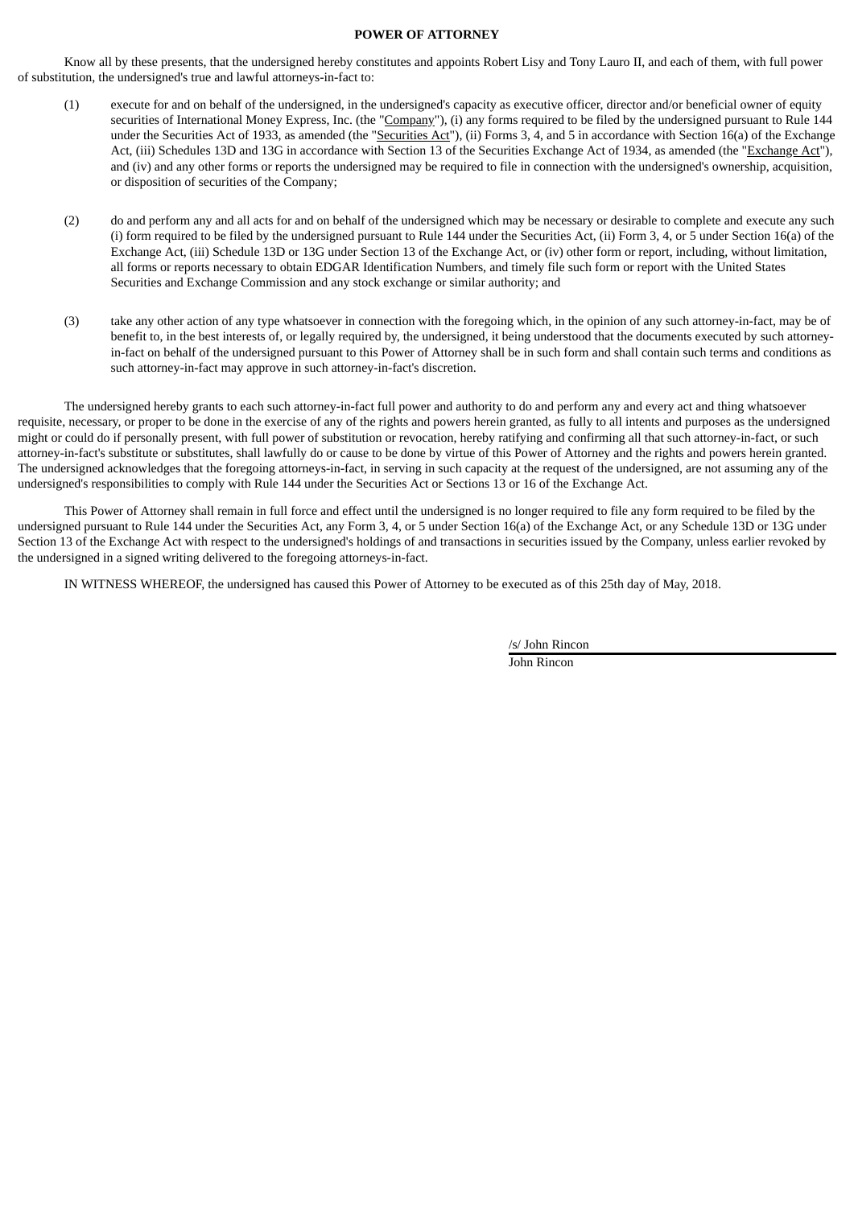# POWER OF ATTORNEY

Know all by these presents, that the undersigned hereby constitutes and appoints Robert Lisy and Tony Lauro II, and each of them, with full power of substitution, the undersigned's true and lawful attorneys-in-fact to:

(1) execute for and on behalf of the undersigned, in the undersigned's capacity as executive officer, director and/or beneficial owner of equity securities of International Money Express, Inc. (the "Company"), (i) any forms required to be filed by the undersigned pursuant to Rule 144 under the Securities Act of 1933, as amended (the "Securities Act"), (ii) Forms 3, 4, and 5 in accordance with Section 16(a) of the Exchange Act, (iii) Schedules 13D and 13G in accordance with Section 13 of the Securities Exchange Act of 1934, as amended (the "Exchange Act"), and (iv) and any other forms or reports the undersigned may be required to file in connection with the undersigned's ownership, acquisition, or disposition of securities of the Company;

(2) do and perform any and all acts for and on behalf of the undersigned which may be necessary or desirable to complete and execute any such (i) form required to be filed by the undersigned pursuant to Rule 144 under the Securities Act, (ii) Form 3, 4, or 5 under Section 16(a) of the Exchange Act, (iii) Schedule 13D or 13G under Section 13 of the Exchange Act, or (iv) other form or report, including, without limitation, all forms or reports necessary to obtain EDGAR Identification Numbers, and timely file such form or report with the United States Securities and Exchange Commission and any stock exchange or similar authority; and

(3) take any other action of any type whatsoever in connection with the foregoing which, in the opinion of any such attorney-in-fact, may be of benefit to, in the best interests of, or legally required by, the undersigned, it being understood that the documents executed by such attorney-in-fact on behalf of the undersigned pursuant to this Power of Attorney shall be in such form and shall contain such terms and conditions as such attorney-in-fact may approve in such attorney-in-fact's discretion.

The undersigned hereby grants to each such attorney-in-fact full power and authority to do and perform any and every act and thing whatsoever requisite, necessary, or proper to be done in the exercise of any of the rights and powers herein granted, as fully to all intents and purposes as the undersigned might or could do if personally present, with full power of substitution or revocation, hereby ratifying and confirming all that such attorney-in-fact, or such attorney-in-fact's substitute or substitutes, shall lawfully do or cause to be done by virtue of this Power of Attorney and the rights and powers herein granted. The undersigned acknowledges that the foregoing attorneys-in-fact, in serving in such capacity at the request of the undersigned, are not assuming any of the undersigned's responsibilities to comply with Rule 144 under the Securities Act or Sections 13 or 16 of the Exchange Act.

This Power of Attorney shall remain in full force and effect until the undersigned is no longer required to file any form required to be filed by the undersigned pursuant to Rule 144 under the Securities Act, any Form 3, 4, or 5 under Section 16(a) of the Exchange Act, or any Schedule 13D or 13G under Section 13 of the Exchange Act with respect to the undersigned's holdings of and transactions in securities issued by the Company, unless earlier revoked by the undersigned in a signed writing delivered to the foregoing attorneys-in-fact.

IN WITNESS WHEREOF, the undersigned has caused this Power of Attorney to be executed as of this 25th day of May, 2018.

/s/ John Rincon

John Rincon